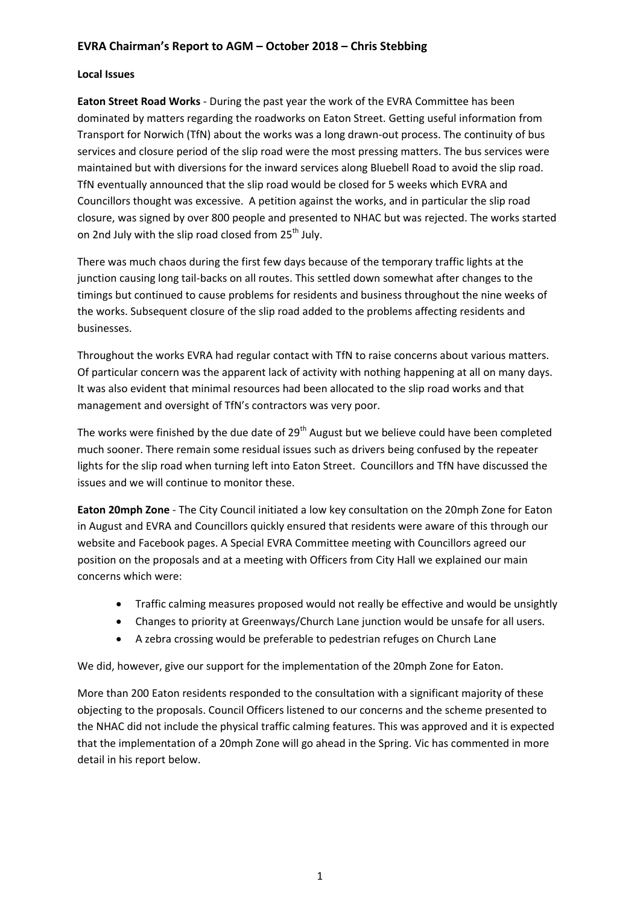# EVRA Chairman's Report to AGM – October 2018 – Chris Stebbing

## Local Issues

**Eaton Street Road Works** - During the past year the work of the EVRA Committee has been dominated by matters regarding the roadworks on Eaton Street. Getting useful information from Transport for Norwich (TfN) about the works was a long drawn-out process. The continuity of bus services and closure period of the slip road were the most pressing matters. The bus services were maintained but with diversions for the inward services along Bluebell Road to avoid the slip road. TfN eventually announced that the slip road would be closed for 5 weeks which EVRA and Councillors thought was excessive. A petition against the works, and in particular the slip road closure, was signed by over 800 people and presented to NHAC but was rejected. The works started on 2nd July with the slip road closed from 25th July.

There was much chaos during the first few days because of the temporary traffic lights at the junction causing long tail-backs on all routes. This settled down somewhat after changes to the timings but continued to cause problems for residents and business throughout the nine weeks of the works. Subsequent closure of the slip road added to the problems affecting residents and businesses.

Throughout the works EVRA had regular contact with TfN to raise concerns about various matters. Of particular concern was the apparent lack of activity with nothing happening at all on many days. It was also evident that minimal resources had been allocated to the slip road works and that management and oversight of TfN's contractors was very poor.

The works were finished by the due date of 29th August but we believe could have been completed much sooner. There remain some residual issues such as drivers being confused by the repeater lights for the slip road when turning left into Eaton Street. Councillors and TfN have discussed the issues and we will continue to monitor these.

**Eaton 20mph Zone** - The City Council initiated a low key consultation on the 20mph Zone for Eaton in August and EVRA and Councillors quickly ensured that residents were aware of this through our website and Facebook pages. A Special EVRA Committee meeting with Councillors agreed our position on the proposals and at a meeting with Officers from City Hall we explained our main concerns which were:

- Traffic calming measures proposed would not really be effective and would be unsightly
- Changes to priority at Greenways/Church Lane junction would be unsafe for all users.
- A zebra crossing would be preferable to pedestrian refuges on Church Lane

We did, however, give our support for the implementation of the 20mph Zone for Eaton.

More than 200 Eaton residents responded to the consultation with a significant majority of these objecting to the proposals. Council Officers listened to our concerns and the scheme presented to the NHAC did not include the physical traffic calming features. This was approved and it is expected that the implementation of a 20mph Zone will go ahead in the Spring. Vic has commented in more detail in his report below.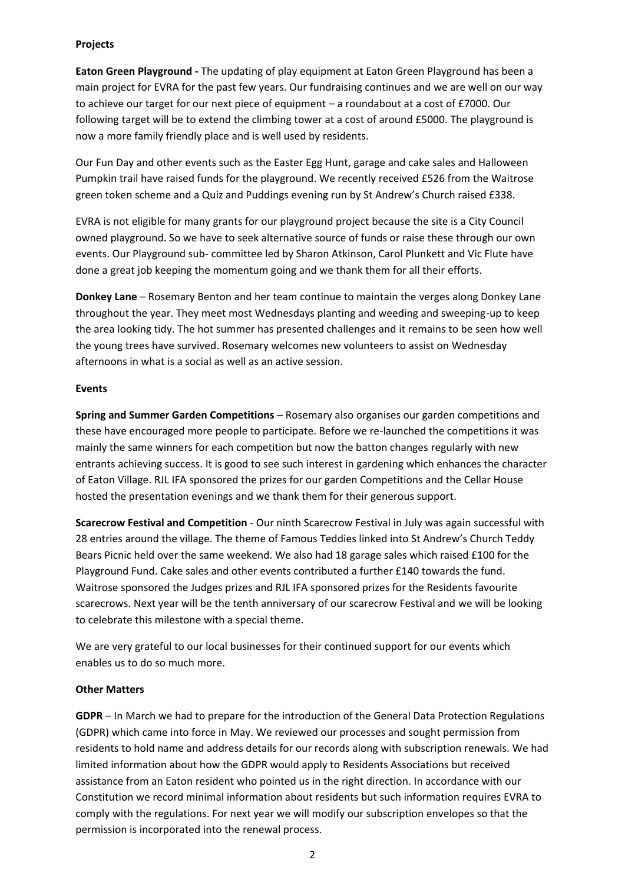## Projects

**Eaton Green Playground -** The updating of play equipment at Eaton Green Playground has been a main project for EVRA for the past few years. Our fundraising continues and we are well on our way to achieve our target for our next piece of equipment – a roundabout at a cost of £7000. Our following target will be to extend the climbing tower at a cost of around £5000. The playground is now a more family friendly place and is well used by residents.

Our Fun Day and other events such as the Easter Egg Hunt, garage and cake sales and Halloween Pumpkin trail have raised funds for the playground. We recently received £526 from the Waitrose green token scheme and a Quiz and Puddings evening run by St Andrew's Church raised £338.

EVRA is not eligible for many grants for our playground project because the site is a City Council owned playground. So we have to seek alternative source of funds or raise these through our own events. Our Playground sub- committee led by Sharon Atkinson, Carol Plunkett and Vic Flute have done a great job keeping the momentum going and we thank them for all their efforts.

**Donkey Lane** – Rosemary Benton and her team continue to maintain the verges along Donkey Lane throughout the year. They meet most Wednesdays planting and weeding and sweeping-up to keep the area looking tidy. The hot summer has presented challenges and it remains to be seen how well the young trees have survived. Rosemary welcomes new volunteers to assist on Wednesday afternoons in what is a social as well as an active session.

## Events

**Spring and Summer Garden Competitions** – Rosemary also organises our garden competitions and these have encouraged more people to participate. Before we re-launched the competitions it was mainly the same winners for each competition but now the batton changes regularly with new entrants achieving success. It is good to see such interest in gardening which enhances the character of Eaton Village. RJL IFA sponsored the prizes for our garden Competitions and the Cellar House hosted the presentation evenings and we thank them for their generous support.

**Scarecrow Festival and Competition** - Our ninth Scarecrow Festival in July was again successful with 28 entries around the village. The theme of Famous Teddies linked into St Andrew's Church Teddy Bears Picnic held over the same weekend. We also had 18 garage sales which raised £100 for the Playground Fund. Cake sales and other events contributed a further £140 towards the fund. Waitrose sponsored the Judges prizes and RJL IFA sponsored prizes for the Residents favourite scarecrows. Next year will be the tenth anniversary of our scarecrow Festival and we will be looking to celebrate this milestone with a special theme.

We are very grateful to our local businesses for their continued support for our events which enables us to do so much more.

## Other Matters

**GDPR** – In March we had to prepare for the introduction of the General Data Protection Regulations (GDPR) which came into force in May. We reviewed our processes and sought permission from residents to hold name and address details for our records along with subscription renewals. We had limited information about how the GDPR would apply to Residents Associations but received assistance from an Eaton resident who pointed us in the right direction. In accordance with our Constitution we record minimal information about residents but such information requires EVRA to comply with the regulations. For next year we will modify our subscription envelopes so that the permission is incorporated into the renewal process.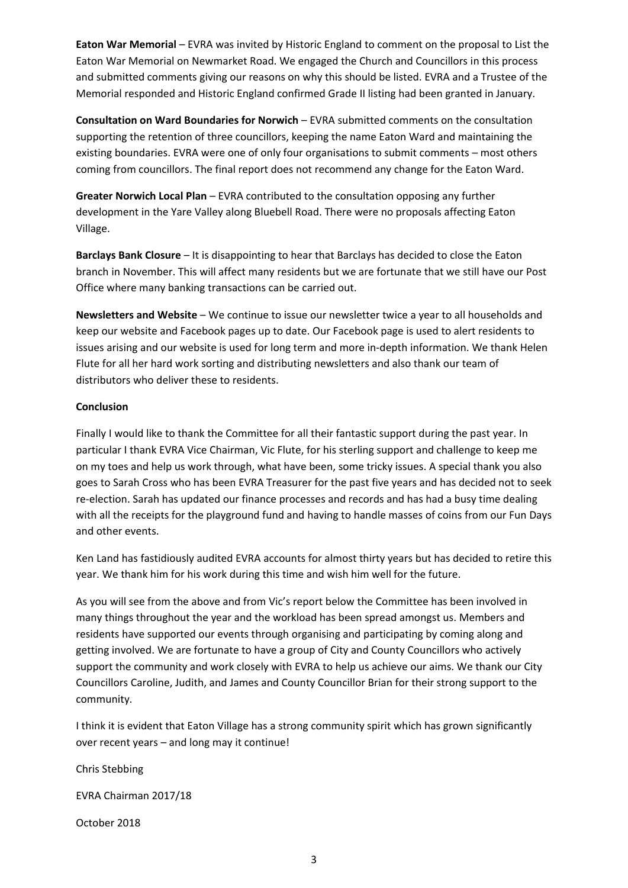**Eaton War Memorial** – EVRA was invited by Historic England to comment on the proposal to List the Eaton War Memorial on Newmarket Road. We engaged the Church and Councillors in this process and submitted comments giving our reasons on why this should be listed. EVRA and a Trustee of the Memorial responded and Historic England confirmed Grade II listing had been granted in January.

**Consultation on Ward Boundaries for Norwich** – EVRA submitted comments on the consultation supporting the retention of three councillors, keeping the name Eaton Ward and maintaining the existing boundaries. EVRA were one of only four organisations to submit comments – most others coming from councillors. The final report does not recommend any change for the Eaton Ward.

**Greater Norwich Local Plan** – EVRA contributed to the consultation opposing any further development in the Yare Valley along Bluebell Road. There were no proposals affecting Eaton Village.

**Barclays Bank Closure** – It is disappointing to hear that Barclays has decided to close the Eaton branch in November. This will affect many residents but we are fortunate that we still have our Post Office where many banking transactions can be carried out.

**Newsletters and Website** – We continue to issue our newsletter twice a year to all households and keep our website and Facebook pages up to date. Our Facebook page is used to alert residents to issues arising and our website is used for long term and more in-depth information. We thank Helen Flute for all her hard work sorting and distributing newsletters and also thank our team of distributors who deliver these to residents.

**Conclusion**

Finally I would like to thank the Committee for all their fantastic support during the past year. In particular I thank EVRA Vice Chairman, Vic Flute, for his sterling support and challenge to keep me on my toes and help us work through, what have been, some tricky issues. A special thank you also goes to Sarah Cross who has been EVRA Treasurer for the past five years and has decided not to seek re-election. Sarah has updated our finance processes and records and has had a busy time dealing with all the receipts for the playground fund and having to handle masses of coins from our Fun Days and other events.

Ken Land has fastidiously audited EVRA accounts for almost thirty years but has decided to retire this year. We thank him for his work during this time and wish him well for the future.

As you will see from the above and from Vic's report below the Committee has been involved in many things throughout the year and the workload has been spread amongst us. Members and residents have supported our events through organising and participating by coming along and getting involved. We are fortunate to have a group of City and County Councillors who actively support the community and work closely with EVRA to help us achieve our aims. We thank our City Councillors Caroline, Judith, and James and County Councillor Brian for their strong support to the community.

I think it is evident that Eaton Village has a strong community spirit which has grown significantly over recent years – and long may it continue!

Chris Stebbing

EVRA Chairman 2017/18

October 2018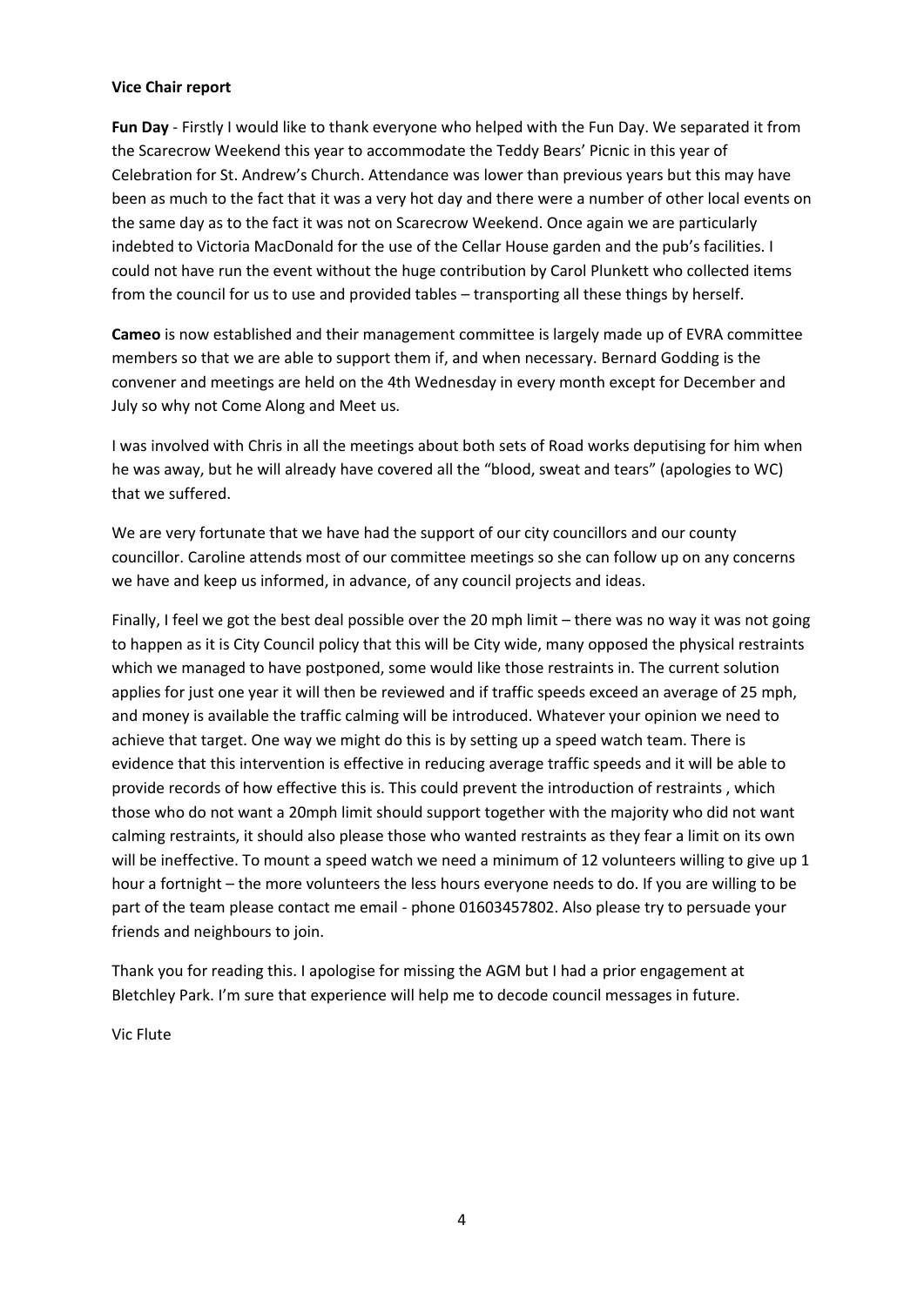**Vice Chair report**

**Fun Day** - Firstly I would like to thank everyone who helped with the Fun Day. We separated it from the Scarecrow Weekend this year to accommodate the Teddy Bears' Picnic in this year of Celebration for St. Andrew's Church. Attendance was lower than previous years but this may have been as much to the fact that it was a very hot day and there were a number of other local events on the same day as to the fact it was not on Scarecrow Weekend. Once again we are particularly indebted to Victoria MacDonald for the use of the Cellar House garden and the pub's facilities. I could not have run the event without the huge contribution by Carol Plunkett who collected items from the council for us to use and provided tables – transporting all these things by herself.

**Cameo** is now established and their management committee is largely made up of EVRA committee members so that we are able to support them if, and when necessary. Bernard Godding is the convener and meetings are held on the 4th Wednesday in every month except for December and July so why not Come Along and Meet us.

I was involved with Chris in all the meetings about both sets of Road works deputising for him when he was away, but he will already have covered all the "blood, sweat and tears" (apologies to WC) that we suffered.

We are very fortunate that we have had the support of our city councillors and our county councillor. Caroline attends most of our committee meetings so she can follow up on any concerns we have and keep us informed, in advance, of any council projects and ideas.

Finally, I feel we got the best deal possible over the 20 mph limit – there was no way it was not going to happen as it is City Council policy that this will be City wide, many opposed the physical restraints which we managed to have postponed, some would like those restraints in. The current solution applies for just one year it will then be reviewed and if traffic speeds exceed an average of 25 mph, and money is available the traffic calming will be introduced. Whatever your opinion we need to achieve that target. One way we might do this is by setting up a speed watch team. There is evidence that this intervention is effective in reducing average traffic speeds and it will be able to provide records of how effective this is. This could prevent the introduction of restraints , which those who do not want a 20mph limit should support together with the majority who did not want calming restraints, it should also please those who wanted restraints as they fear a limit on its own will be ineffective. To mount a speed watch we need a minimum of 12 volunteers willing to give up 1 hour a fortnight – the more volunteers the less hours everyone needs to do. If you are willing to be part of the team please contact me email - phone 01603457802. Also please try to persuade your friends and neighbours to join.

Thank you for reading this. I apologise for missing the AGM but I had a prior engagement at Bletchley Park. I'm sure that experience will help me to decode council messages in future.

Vic Flute